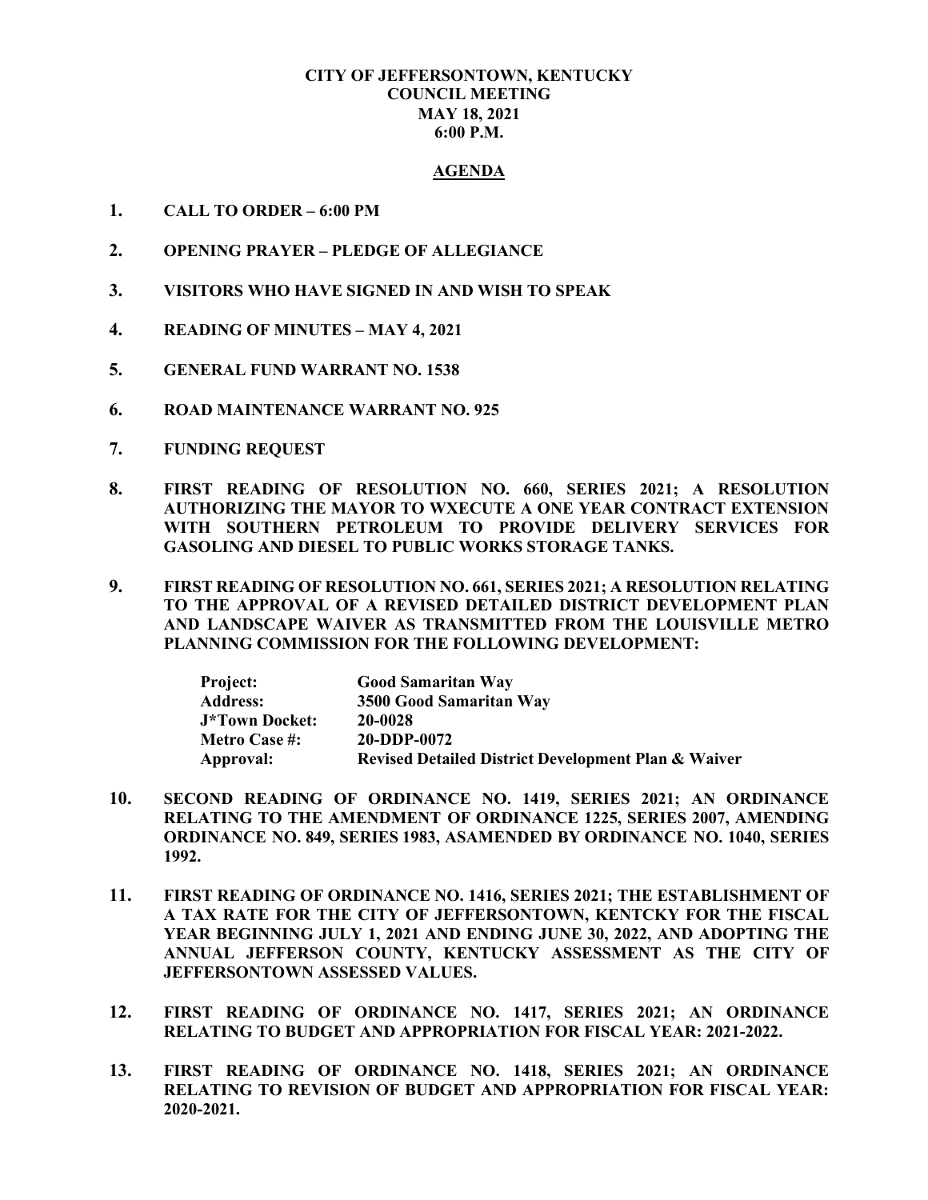**CITY OF JEFFERSONTOWN, KENTUCKY**
**COUNCIL MEETING**
**MAY 18, 2021**
**6:00 P.M.**

# AGENDA

1. **CALL TO ORDER – 6:00 PM**

2. **OPENING PRAYER – PLEDGE OF ALLEGIANCE**

3. **VISITORS WHO HAVE SIGNED IN AND WISH TO SPEAK**

4. **READING OF MINUTES – MAY 4, 2021**

5. **GENERAL FUND WARRANT NO. 1538**

6. **ROAD MAINTENANCE WARRANT NO. 925**

7. **FUNDING REQUEST**

8. **FIRST READING OF RESOLUTION NO. 660, SERIES 2021; A RESOLUTION AUTHORIZING THE MAYOR TO WXECUTE A ONE YEAR CONTRACT EXTENSION WITH SOUTHERN PETROLEUM TO PROVIDE DELIVERY SERVICES FOR GASOLING AND DIESEL TO PUBLIC WORKS STORAGE TANKS.**

9. **FIRST READING OF RESOLUTION NO. 661, SERIES 2021; A RESOLUTION RELATING TO THE APPROVAL OF A REVISED DETAILED DISTRICT DEVELOPMENT PLAN AND LANDSCAPE WAIVER AS TRANSMITTED FROM THE LOUISVILLE METRO PLANNING COMMISSION FOR THE FOLLOWING DEVELOPMENT:**

   | | |
   |---|---|
   | **Project:** | **Good Samaritan Way** |
   | **Address:** | **3500 Good Samaritan Way** |
   | **J*Town Docket:** | **20-0028** |
   | **Metro Case #:** | **20-DDP-0072** |
   | **Approval:** | **Revised Detailed District Development Plan & Waiver** |

10. **SECOND READING OF ORDINANCE NO. 1419, SERIES 2021; AN ORDINANCE RELATING TO THE AMENDMENT OF ORDINANCE 1225, SERIES 2007, AMENDING ORDINANCE NO. 849, SERIES 1983, ASAMENDED BY ORDINANCE NO. 1040, SERIES 1992.**

11. **FIRST READING OF ORDINANCE NO. 1416, SERIES 2021; THE ESTABLISHMENT OF A TAX RATE FOR THE CITY OF JEFFERSONTOWN, KENTCKY FOR THE FISCAL YEAR BEGINNING JULY 1, 2021 AND ENDING JUNE 30, 2022, AND ADOPTING THE ANNUAL JEFFERSON COUNTY, KENTUCKY ASSESSMENT AS THE CITY OF JEFFERSONTOWN ASSESSED VALUES.**

12. **FIRST READING OF ORDINANCE NO. 1417, SERIES 2021; AN ORDINANCE RELATING TO BUDGET AND APPROPRIATION FOR FISCAL YEAR: 2021-2022.**

13. **FIRST READING OF ORDINANCE NO. 1418, SERIES 2021; AN ORDINANCE RELATING TO REVISION OF BUDGET AND APPROPRIATION FOR FISCAL YEAR: 2020-2021.**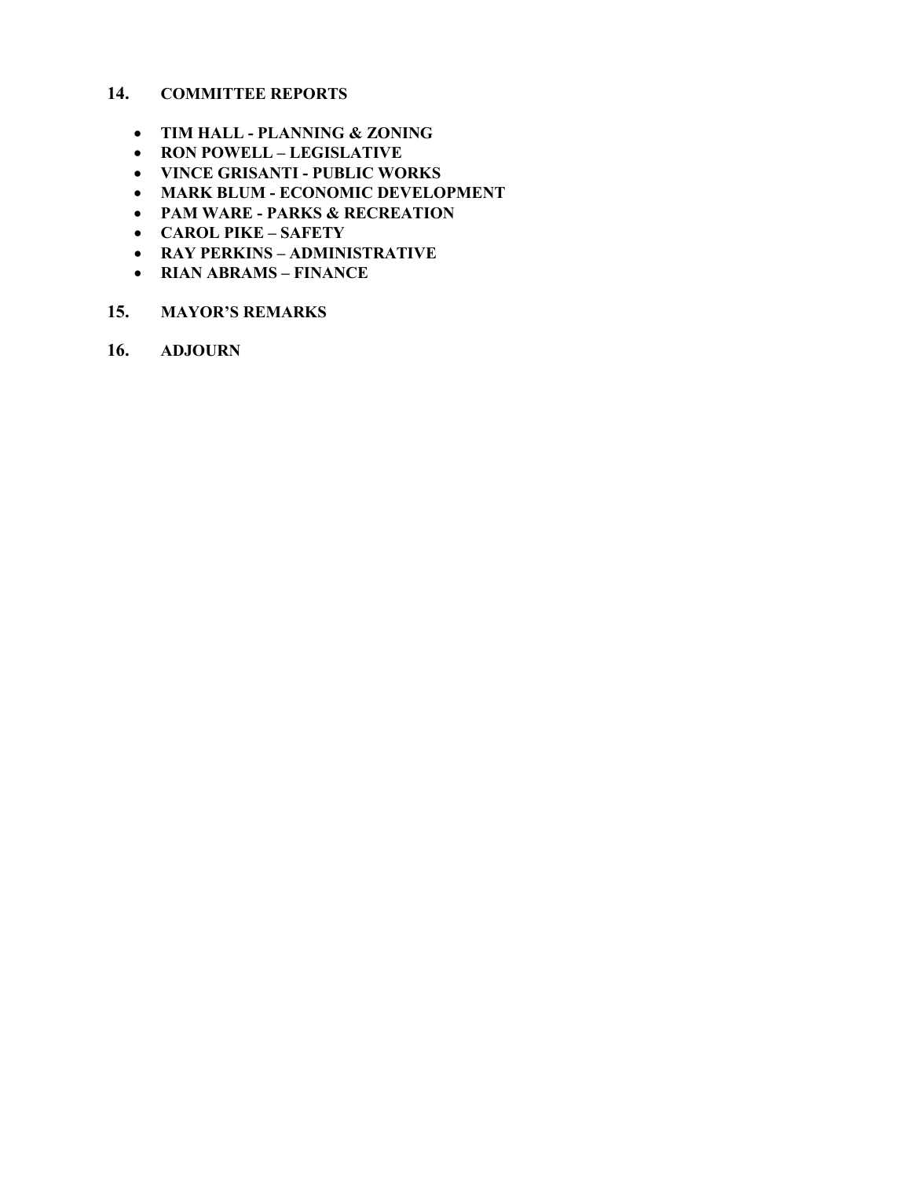**14. COMMITTEE REPORTS**

- **TIM HALL - PLANNING & ZONING**
- **RON POWELL – LEGISLATIVE**
- **VINCE GRISANTI - PUBLIC WORKS**
- **MARK BLUM - ECONOMIC DEVELOPMENT**
- **PAM WARE - PARKS & RECREATION**
- **CAROL PIKE – SAFETY**
- **RAY PERKINS – ADMINISTRATIVE**
- **RIAN ABRAMS – FINANCE**

**15. MAYOR'S REMARKS**

**16. ADJOURN**